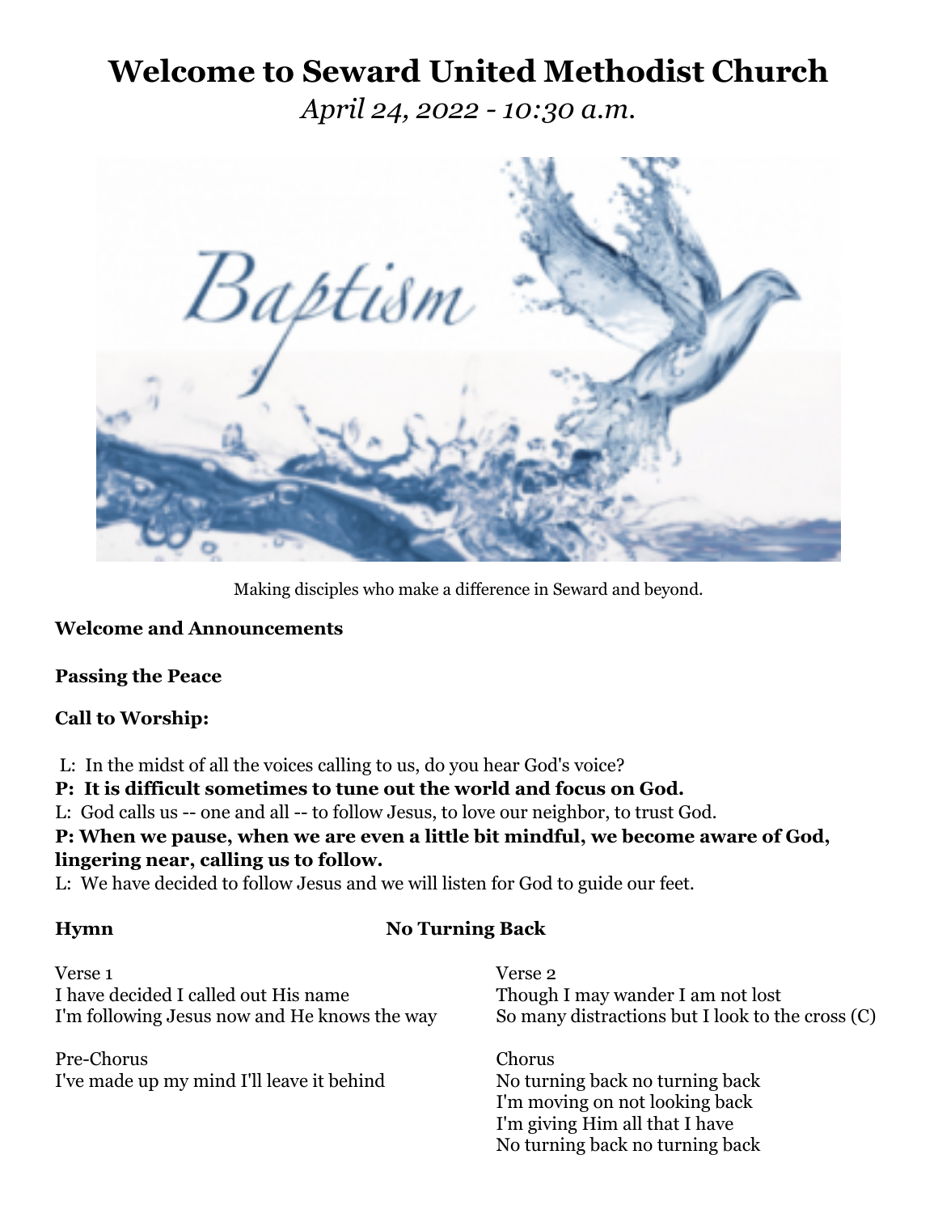# Welcome to Seward United Methodist Church

*April 24, 2022 - 10:30 a.m.*

Making disciples who make a difference in Seward and beyond.

**Welcome and Announcements**

**Passing the Peace**

**Call to Worship:**

L: In the midst of all the voices calling to us, do you hear God's voice?

**P: It is difficult sometimes to tune out the world and focus on God.**

L: God calls us -- one and all -- to follow Jesus, to love our neighbor, to trust God.

**P: When we pause, when we are even a little bit mindful, we become aware of God, lingering near, calling us to follow.**

L: We have decided to follow Jesus and we will listen for God to guide our feet.

**Hymn** **No Turning Back**

Verse 1
I have decided I called out His name
I'm following Jesus now and He knows the way

Pre-Chorus
I've made up my mind I'll leave it behind

Verse 2
Though I may wander I am not lost
So many distractions but I look to the cross (C)

Chorus
No turning back no turning back
I'm moving on not looking back
I'm giving Him all that I have
No turning back no turning back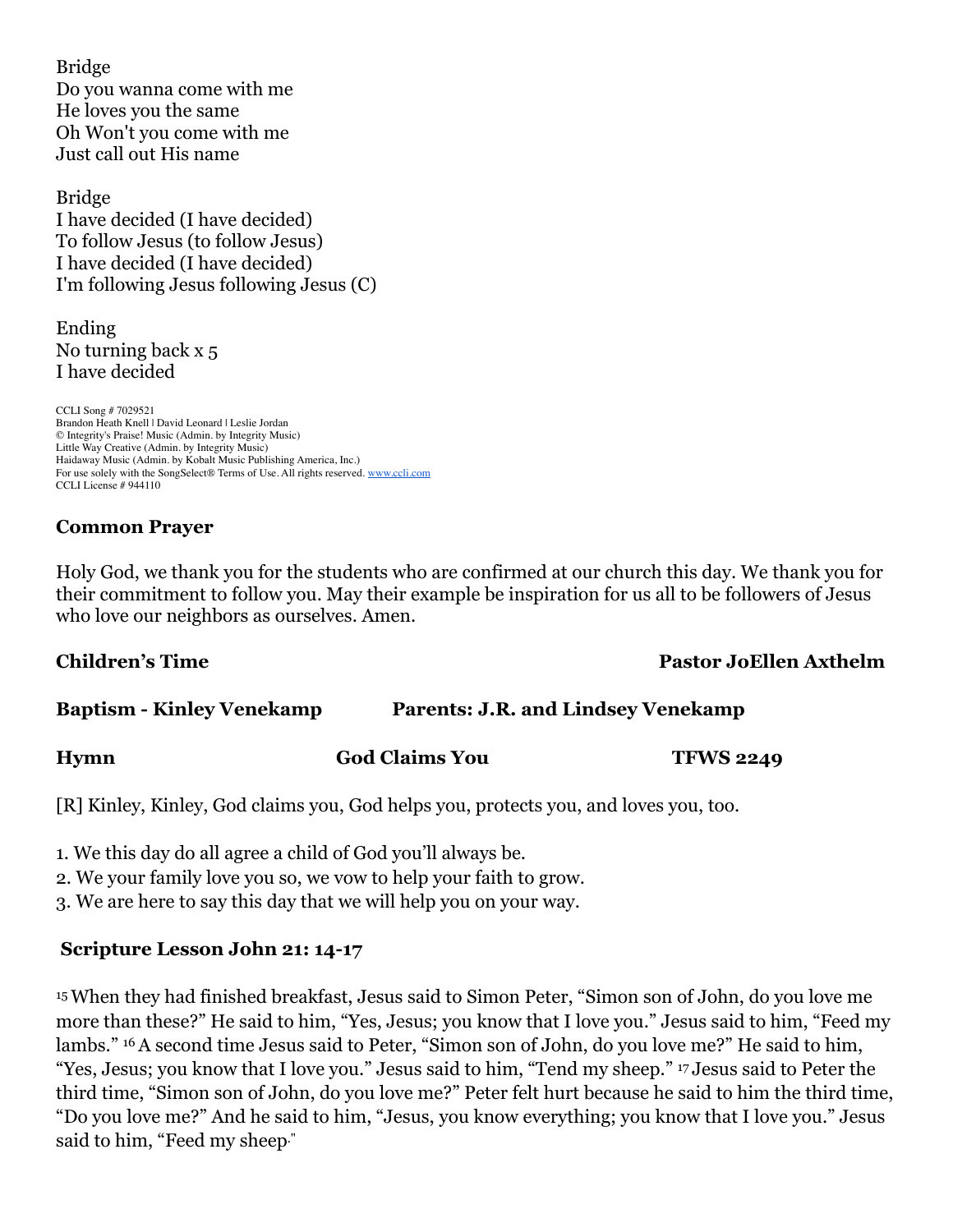Bridge
Do you wanna come with me
He loves you the same
Oh Won't you come with me
Just call out His name

Bridge
I have decided (I have decided)
To follow Jesus (to follow Jesus)
I have decided (I have decided)
I'm following Jesus following Jesus (C)

Ending
No turning back x 5
I have decided

CCLI Song # 7029521
Brandon Heath Knell | David Leonard | Leslie Jordan
© Integrity's Praise! Music (Admin. by Integrity Music)
Little Way Creative (Admin. by Integrity Music)
Haidaway Music (Admin. by Kobalt Music Publishing America, Inc.)
For use solely with the SongSelect® Terms of Use. All rights reserved. www.ccli.com
CCLI License # 944110

**Common Prayer**

Holy God, we thank you for the students who are confirmed at our church this day. We thank you for their commitment to follow you. May their example be inspiration for us all to be followers of Jesus who love our neighbors as ourselves. Amen.

**Children's Time** **Pastor JoEllen Axthelm**

**Baptism - Kinley Venekamp** **Parents: J.R. and Lindsey Venekamp**

**Hymn** **God Claims You** **TFWS 2249**

[R] Kinley, Kinley, God claims you, God helps you, protects you, and loves you, too.

1. We this day do all agree a child of God you'll always be.
2. We your family love you so, we vow to help your faith to grow.
3. We are here to say this day that we will help you on your way.

**Scripture Lesson John 21: 14-17**

15 When they had finished breakfast, Jesus said to Simon Peter, "Simon son of John, do you love me more than these?" He said to him, "Yes, Jesus; you know that I love you." Jesus said to him, "Feed my lambs." 16 A second time Jesus said to Peter, "Simon son of John, do you love me?" He said to him, "Yes, Jesus; you know that I love you." Jesus said to him, "Tend my sheep." 17 Jesus said to Peter the third time, "Simon son of John, do you love me?" Peter felt hurt because he said to him the third time, "Do you love me?" And he said to him, "Jesus, you know everything; you know that I love you." Jesus said to him, "Feed my sheep."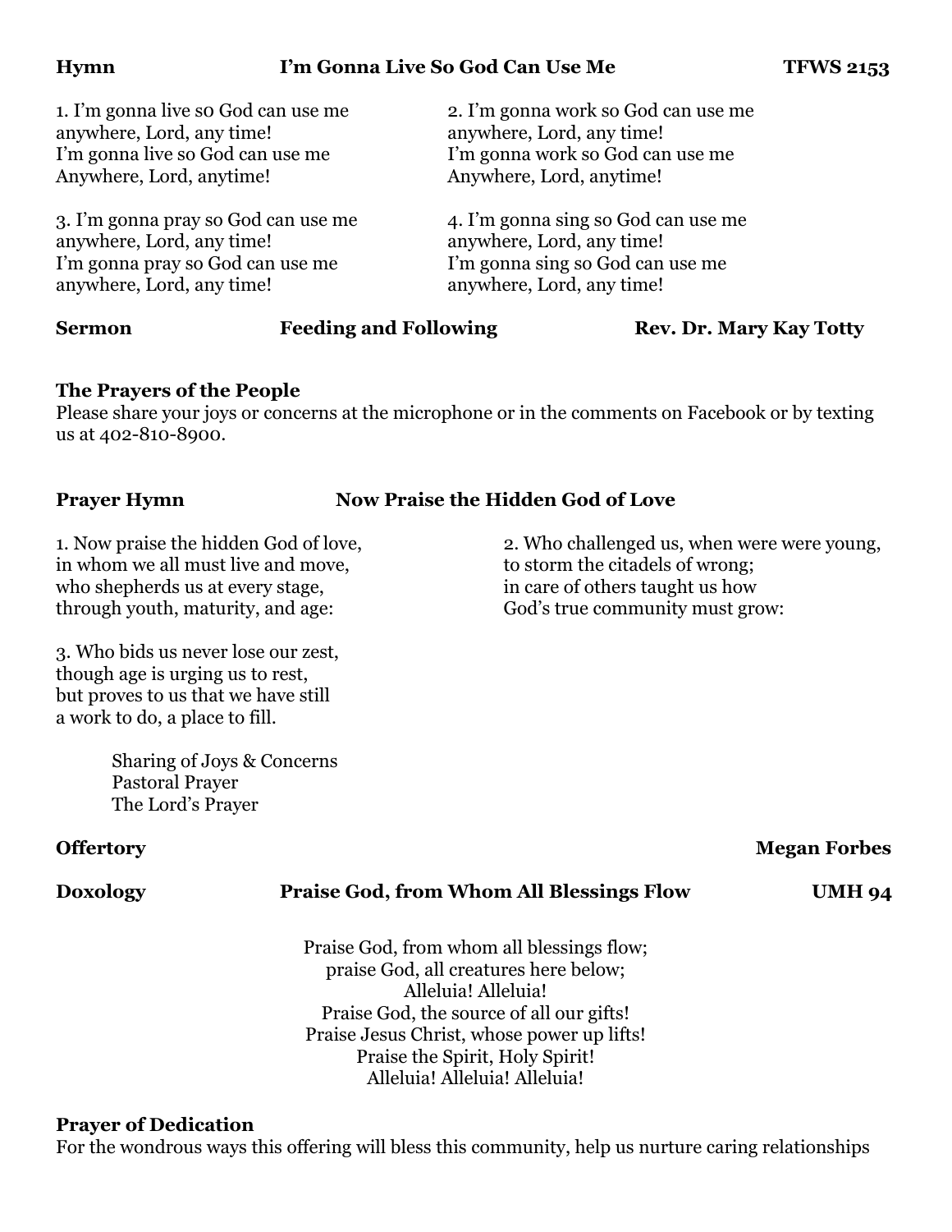**Hymn** **I'm Gonna Live So God Can Use Me** **TFWS 2153**

1. I'm gonna live s0 God can use me
anywhere, Lord, any time!
I'm gonna live so God can use me
Anywhere, Lord, anytime!

2. I'm gonna work so God can use me
anywhere, Lord, any time!
I'm gonna work so God can use me
Anywhere, Lord, anytime!

3. I'm gonna pray so God can use me
anywhere, Lord, any time!
I'm gonna pray so God can use me
anywhere, Lord, any time!

4. I'm gonna sing so God can use me
anywhere, Lord, any time!
I'm gonna sing so God can use me
anywhere, Lord, any time!

**Sermon** **Feeding and Following** **Rev. Dr. Mary Kay Totty**

**The Prayers of the People**
Please share your joys or concerns at the microphone or in the comments on Facebook or by texting us at 402-810-8900.

**Prayer Hymn** **Now Praise the Hidden God of Love**

1. Now praise the hidden God of love,
in whom we all must live and move,
who shepherds us at every stage,
through youth, maturity, and age:

2. Who challenged us, when were were young,
to storm the citadels of wrong;
in care of others taught us how
God's true community must grow:

3. Who bids us never lose our zest,
though age is urging us to rest,
but proves to us that we have still
a work to do, a place to fill.

Sharing of Joys & Concerns
Pastoral Prayer
The Lord's Prayer

**Offertory** **Megan Forbes**

**Doxology** **Praise God, from Whom All Blessings Flow** **UMH 94**

Praise God, from whom all blessings flow;
praise God, all creatures here below;
Alleluia! Alleluia!
Praise God, the source of all our gifts!
Praise Jesus Christ, whose power up lifts!
Praise the Spirit, Holy Spirit!
Alleluia! Alleluia! Alleluia!

**Prayer of Dedication**
For the wondrous ways this offering will bless this community, help us nurture caring relationships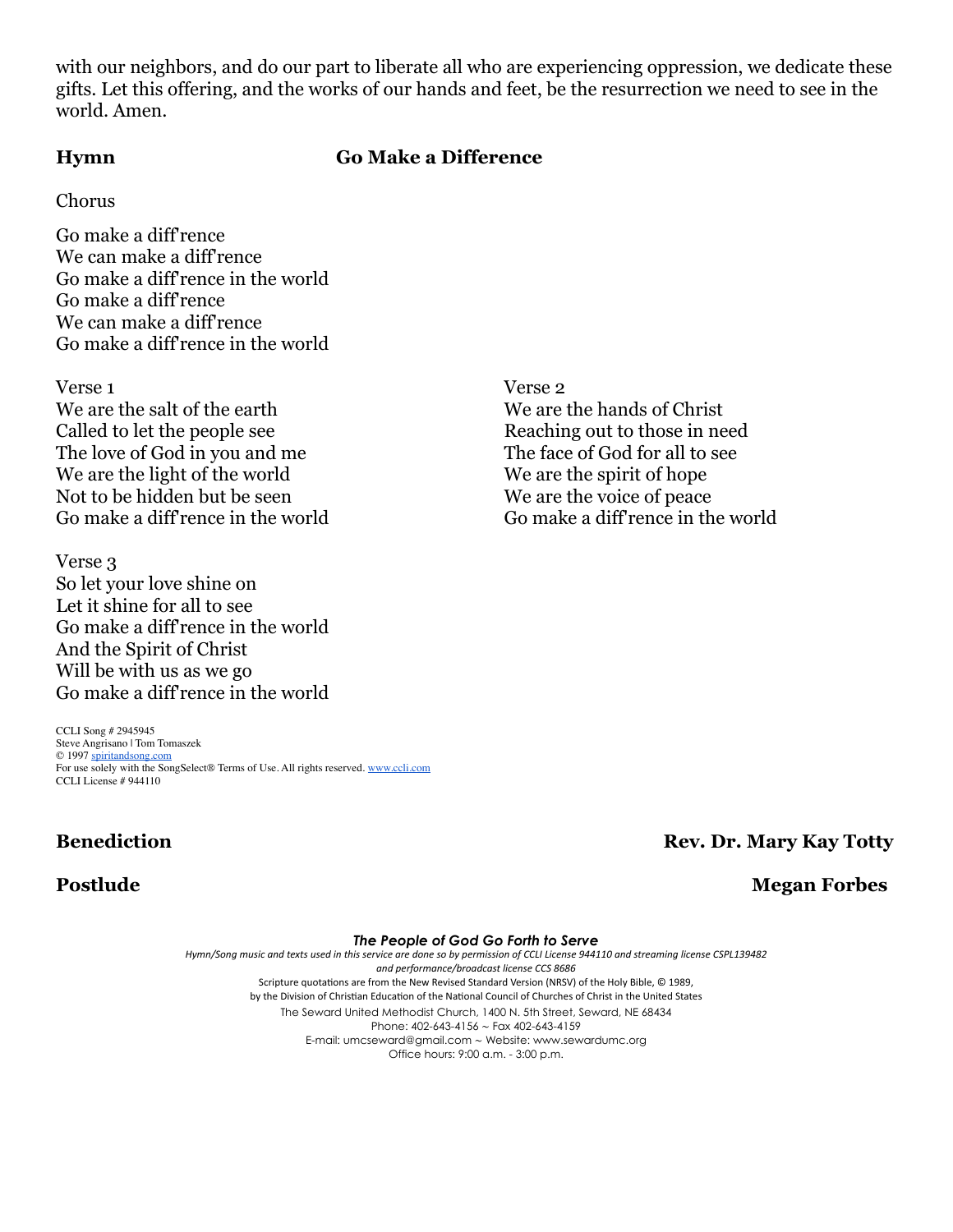with our neighbors, and do our part to liberate all who are experiencing oppression, we dedicate these gifts. Let this offering, and the works of our hands and feet, be the resurrection we need to see in the world. Amen.

**Hymn** **Go Make a Difference**

Chorus

Go make a diff'rence
We can make a diff'rence
Go make a diff'rence in the world
Go make a diff'rence
We can make a diff'rence
Go make a diff'rence in the world

Verse 1
We are the salt of the earth
Called to let the people see
The love of God in you and me
We are the light of the world
Not to be hidden but be seen
Go make a diff'rence in the world

Verse 2
We are the hands of Christ
Reaching out to those in need
The face of God for all to see
We are the spirit of hope
We are the voice of peace
Go make a diff'rence in the world

Verse 3
So let your love shine on
Let it shine for all to see
Go make a diff'rence in the world
And the Spirit of Christ
Will be with us as we go
Go make a diff'rence in the world

CCLI Song # 2945945
Steve Angrisano | Tom Tomaszek
© 1997 spiritandsong.com
For use solely with the SongSelect® Terms of Use. All rights reserved. www.ccli.com
CCLI License # 944110

**Benediction** **Rev. Dr. Mary Kay Totty**

**Postlude** **Megan Forbes**

***The People of God Go Forth to Serve***

*Hymn/Song music and texts used in this service are done so by permission of CCLI License 944110 and streaming license CSPL139482 and performance/broadcast license CCS 8686*

Scripture quotations are from the New Revised Standard Version (NRSV) of the Holy Bible, © 1989, by the Division of Christian Education of the National Council of Churches of Christ in the United States

The Seward United Methodist Church, 1400 N. 5th Street, Seward, NE 68434
Phone: 402-643-4156 ~ Fax 402-643-4159
E-mail: umcseward@gmail.com ~ Website: www.sewardumc.org
Office hours: 9:00 a.m. - 3:00 p.m.